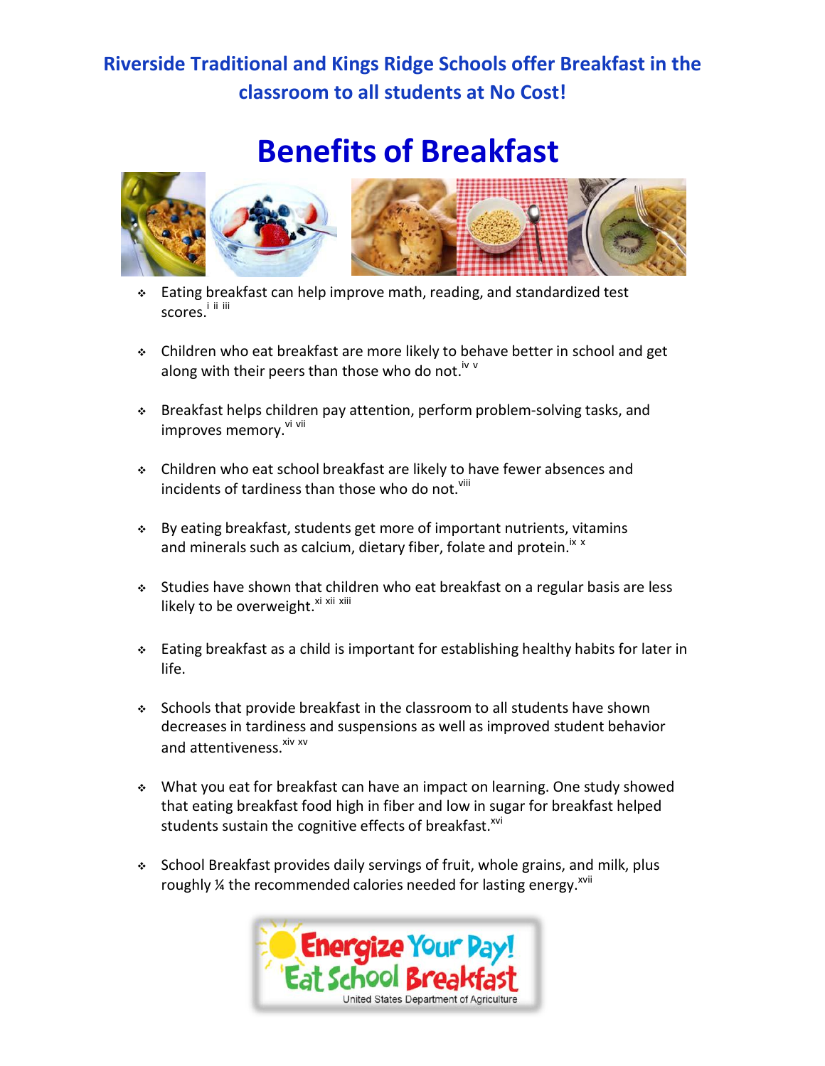**Riverside Traditional and Kings Ridge Schools offer Breakfast in the classroom to all students at No Cost!**

# Benefits of Breakfast

- Eating breakfast can help improve math, reading, and standardized test scores.[i ii iii]

- Children who eat breakfast are more likely to behave better in school and get along with their peers than those who do not.[iv v]

- Breakfast helps children pay attention, perform problem-solving tasks, and improves memory.[vi vii]

- Children who eat school breakfast are likely to have fewer absences and incidents of tardiness than those who do not.[viii]

- By eating breakfast, students get more of important nutrients, vitamins and minerals such as calcium, dietary fiber, folate and protein.[ix x]

- Studies have shown that children who eat breakfast on a regular basis are less likely to be overweight.[xi xii xiii]

- Eating breakfast as a child is important for establishing healthy habits for later in life.

- Schools that provide breakfast in the classroom to all students have shown decreases in tardiness and suspensions as well as improved student behavior and attentiveness.[xiv xv]

- What you eat for breakfast can have an impact on learning. One study showed that eating breakfast food high in fiber and low in sugar for breakfast helped students sustain the cognitive effects of breakfast.[xvi]

- School Breakfast provides daily servings of fruit, whole grains, and milk, plus roughly ¼ the recommended calories needed for lasting energy.[xvii]

Energize Your Day! Eat School Breakfast

United States Department of Agriculture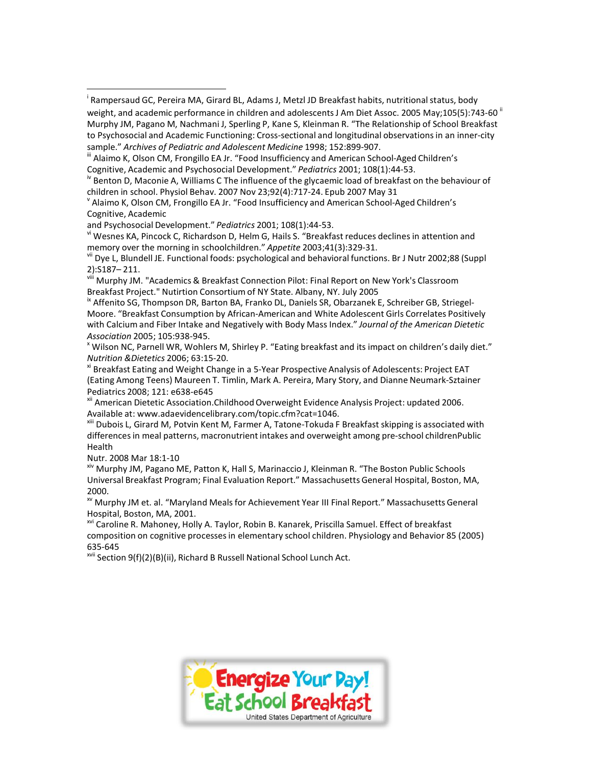[i] Rampersaud GC, Pereira MA, Girard BL, Adams J, Metzl JD Breakfast habits, nutritional status, body weight, and academic performance in children and adolescents J Am Diet Assoc. 2005 May;105(5):743-60 [ii] Murphy JM, Pagano M, Nachmani J, Sperling P, Kane S, Kleinman R. "The Relationship of School Breakfast to Psychosocial and Academic Functioning: Cross-sectional and longitudinal observations in an inner-city sample." *Archives of Pediatric and Adolescent Medicine* 1998; 152:899-907.

[iii] Alaimo K, Olson CM, Frongillo EA Jr. "Food Insufficiency and American School-Aged Children's Cognitive, Academic and Psychosocial Development." *Pediatrics* 2001; 108(1):44-53.

[iv] Benton D, Maconie A, Williams C The influence of the glycaemic load of breakfast on the behaviour of children in school. Physiol Behav. 2007 Nov 23;92(4):717-24. Epub 2007 May 31

[v] Alaimo K, Olson CM, Frongillo EA Jr. "Food Insufficiency and American School-Aged Children's Cognitive, Academic and Psychosocial Development." *Pediatrics* 2001; 108(1):44-53.

[vi] Wesnes KA, Pincock C, Richardson D, Helm G, Hails S. "Breakfast reduces declines in attention and memory over the morning in schoolchildren." *Appetite* 2003;41(3):329-31.

[vii] Dye L, Blundell JE. Functional foods: psychological and behavioral functions. Br J Nutr 2002;88 (Suppl 2):S187– 211.

[viii] Murphy JM. "Academics & Breakfast Connection Pilot: Final Report on New York's Classroom Breakfast Project." Nutirtion Consortium of NY State. Albany, NY. July 2005

[ix] Affenito SG, Thompson DR, Barton BA, Franko DL, Daniels SR, Obarzanek E, Schreiber GB, Striegel-Moore. "Breakfast Consumption by African-American and White Adolescent Girls Correlates Positively with Calcium and Fiber Intake and Negatively with Body Mass Index." *Journal of the American Dietetic Association* 2005; 105:938-945.

[x] Wilson NC, Parnell WR, Wohlers M, Shirley P. "Eating breakfast and its impact on children's daily diet." *Nutrition &Dietetics* 2006; 63:15-20.

[xi] Breakfast Eating and Weight Change in a 5-Year Prospective Analysis of Adolescents: Project EAT (Eating Among Teens) Maureen T. Timlin, Mark A. Pereira, Mary Story, and Dianne Neumark-Sztainer Pediatrics 2008; 121: e638-e645

[xii] American Dietetic Association.Childhood Overweight Evidence Analysis Project: updated 2006. Available at: www.adaevidencelibrary.com/topic.cfm?cat=1046.

[xiii] Dubois L, Girard M, Potvin Kent M, Farmer A, Tatone-Tokuda F Breakfast skipping is associated with differences in meal patterns, macronutrient intakes and overweight among pre-school childrenPublic Health Nutr. 2008 Mar 18:1-10

[xiv] Murphy JM, Pagano ME, Patton K, Hall S, Marinaccio J, Kleinman R. "The Boston Public Schools Universal Breakfast Program; Final Evaluation Report." Massachusetts General Hospital, Boston, MA, 2000.

[xv] Murphy JM et. al. "Maryland Meals for Achievement Year III Final Report." Massachusetts General Hospital, Boston, MA, 2001.

[xvi] Caroline R. Mahoney, Holly A. Taylor, Robin B. Kanarek, Priscilla Samuel. Effect of breakfast composition on cognitive processes in elementary school children. Physiology and Behavior 85 (2005) 635-645

[xvii] Section 9(f)(2)(B)(ii), Richard B Russell National School Lunch Act.

Energize Your Day! Eat School Breakfast
United States Department of Agriculture